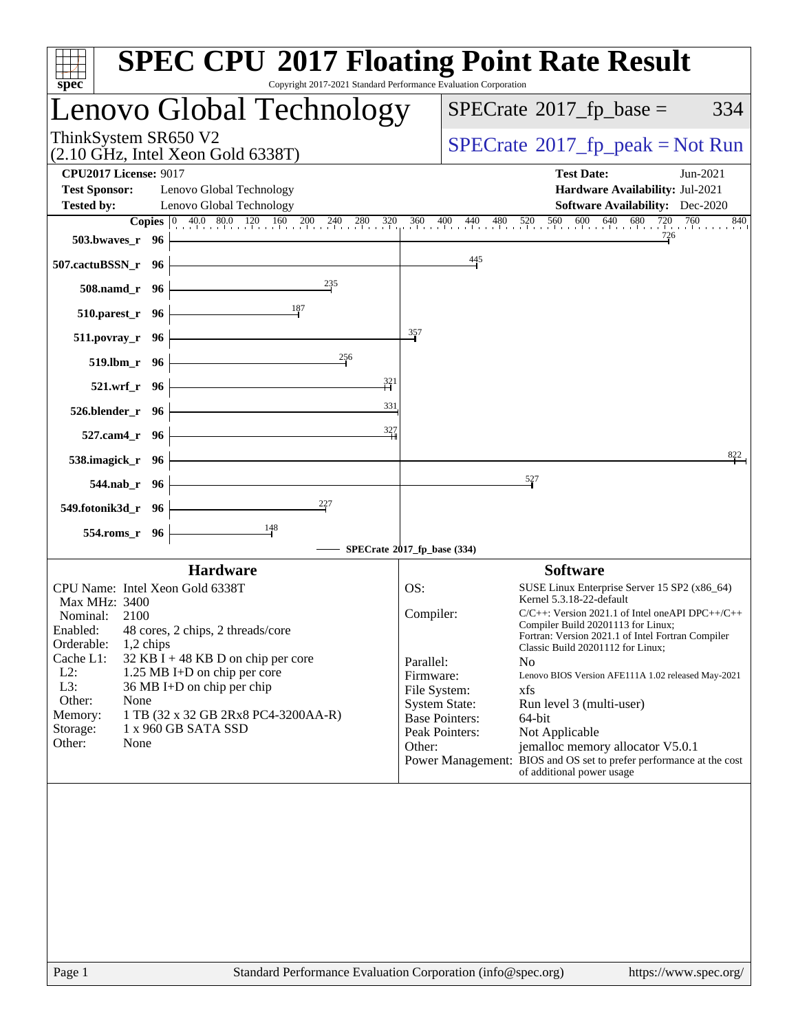# SPEC CPU 2017 Floating Point Rate Result

Copyright 2017-2021 Standard Performance Evaluation Corporation

## Lenovo Global Technology

ThinkSystem SR650 V2
(2.10 GHz, Intel Xeon Gold 6338T)

SPECrate 2017_fp_base = 334

SPECrate 2017_fp_peak = Not Run

**CPU2017 License:** 9017
**Test Sponsor:** Lenovo Global Technology
**Tested by:** Lenovo Global Technology
**Test Date:** Jun-2021
**Hardware Availability:** Jul-2021
**Software Availability:** Dec-2020

| Benchmark | Copies | SPECrate 2017_fp_base |
|---|---|---|
| 503.bwaves_r | 96 | 726 |
| 507.cactuBSSN_r | 96 | 445 |
| 508.namd_r | 96 | 235 |
| 510.parest_r | 96 | 187 |
| 511.povray_r | 96 | 357 |
| 519.lbm_r | 96 | 256 |
| 521.wrf_r | 96 | 321 |
| 526.blender_r | 96 | 331 |
| 527.cam4_r | 96 | 327 |
| 538.imagick_r | 96 | 822 |
| 544.nab_r | 96 | 527 |
| 549.fotonik3d_r | 96 | 227 |
| 554.roms_r | 96 | 148 |

SPECrate 2017_fp_base (334)

### Hardware

| | |
|---|---|
| CPU Name: | Intel Xeon Gold 6338T |
| Max MHz: | 3400 |
| Nominal: | 2100 |
| Enabled: | 48 cores, 2 chips, 2 threads/core |
| Orderable: | 1,2 chips |
| Cache L1: | 32 KB I + 48 KB D on chip per core |
| L2: | 1.25 MB I+D on chip per core |
| L3: | 36 MB I+D on chip per chip |
| Other: | None |
| Memory: | 1 TB (32 x 32 GB 2Rx8 PC4-3200AA-R) |
| Storage: | 1 x 960 GB SATA SSD |
| Other: | None |

### Software

| | |
|---|---|
| OS: | SUSE Linux Enterprise Server 15 SP2 (x86_64) Kernel 5.3.18-22-default |
| Compiler: | C/C++: Version 2021.1 of Intel oneAPI DPC++/C++ Compiler Build 20201113 for Linux; Fortran: Version 2021.1 of Intel Fortran Compiler Classic Build 20201112 for Linux; |
| Parallel: | No |
| Firmware: | Lenovo BIOS Version AFE111A 1.02 released May-2021 |
| File System: | xfs |
| System State: | Run level 3 (multi-user) |
| Base Pointers: | 64-bit |
| Peak Pointers: | Not Applicable |
| Other: | jemalloc memory allocator V5.0.1 |
| Power Management: | BIOS and OS set to prefer performance at the cost of additional power usage |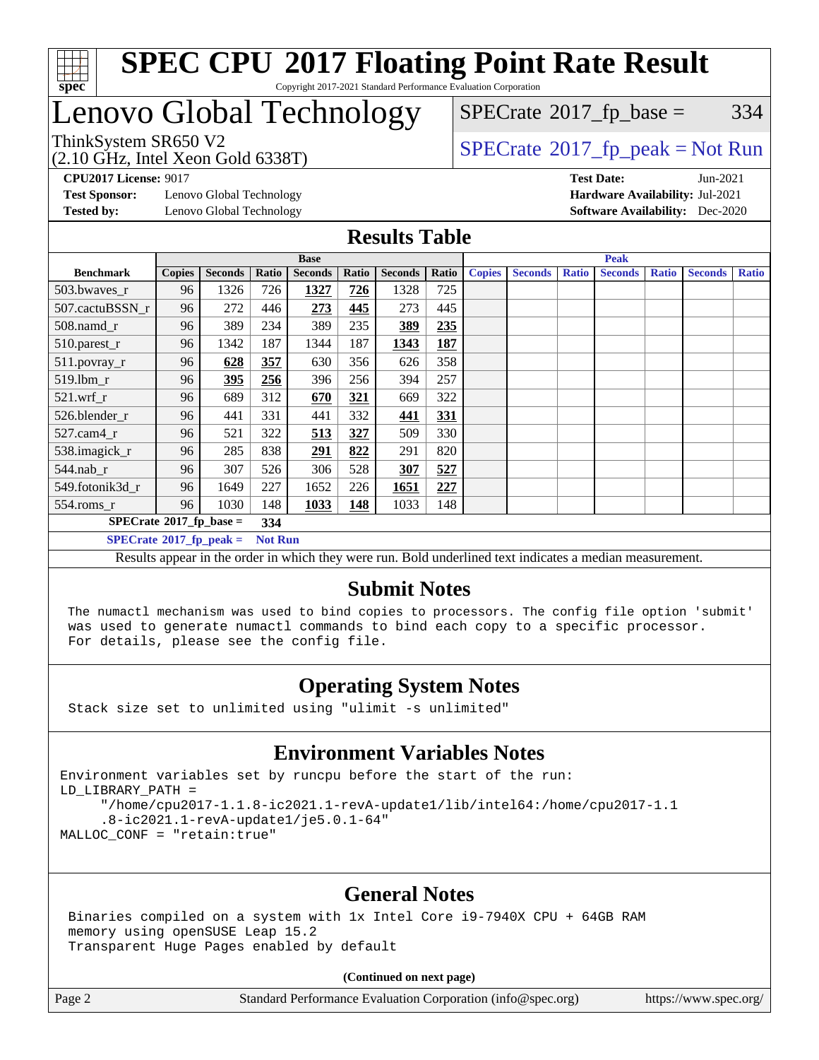# SPEC CPU 2017 Floating Point Rate Result

Copyright 2017-2021 Standard Performance Evaluation Corporation

## Lenovo Global Technology

ThinkSystem SR650 V2
(2.10 GHz, Intel Xeon Gold 6338T)

SPECrate 2017_fp_base = 334

SPECrate 2017_fp_peak = Not Run

**CPU2017 License:** 9017
**Test Sponsor:** Lenovo Global Technology
**Tested by:** Lenovo Global Technology

**Test Date:** Jun-2021
**Hardware Availability:** Jul-2021
**Software Availability:** Dec-2020

## Results Table

| Benchmark | Base | | | | | | | Peak | | | | | | |
|---|---|---|---|---|---|---|---|---|---|---|---|---|---|---|
| | Copies | Seconds | Ratio | Seconds | Ratio | Seconds | Ratio | Copies | Seconds | Ratio | Seconds | Ratio | Seconds | Ratio |
| 503.bwaves_r | 96 | 1326 | 726 | **1327** | **726** | 1328 | 725 | | | | | | | |
| 507.cactuBSSN_r | 96 | 272 | 446 | **273** | **445** | 273 | 445 | | | | | | | |
| 508.namd_r | 96 | 389 | 234 | 389 | 235 | **389** | **235** | | | | | | | |
| 510.parest_r | 96 | 1342 | 187 | 1344 | 187 | **1343** | **187** | | | | | | | |
| 511.povray_r | 96 | **628** | **357** | 630 | 356 | 626 | 358 | | | | | | | |
| 519.lbm_r | 96 | **395** | **256** | 396 | 256 | 394 | 257 | | | | | | | |
| 521.wrf_r | 96 | 689 | 312 | **670** | **321** | 669 | 322 | | | | | | | |
| 526.blender_r | 96 | 441 | 331 | 441 | 332 | **441** | **331** | | | | | | | |
| 527.cam4_r | 96 | 521 | 322 | **513** | **327** | 509 | 330 | | | | | | | |
| 538.imagick_r | 96 | 285 | 838 | **291** | **822** | 291 | 820 | | | | | | | |
| 544.nab_r | 96 | 307 | 526 | 306 | 528 | **307** | **527** | | | | | | | |
| 549.fotonik3d_r | 96 | 1649 | 227 | 1652 | 226 | **1651** | **227** | | | | | | | |
| 554.roms_r | 96 | 1030 | 148 | **1033** | **148** | 1033 | 148 | | | | | | | |

**SPECrate 2017_fp_base = 334**

**SPECrate 2017_fp_peak = Not Run**

Results appear in the order in which they were run. Bold underlined text indicates a median measurement.

## Submit Notes

```
The numactl mechanism was used to bind copies to processors. The config file option 'submit'
was used to generate numactl commands to bind each copy to a specific processor.
For details, please see the config file.
```

## Operating System Notes

```
Stack size set to unlimited using "ulimit -s unlimited"
```

## Environment Variables Notes

```
Environment variables set by runcpu before the start of the run:
LD_LIBRARY_PATH =
     "/home/cpu2017-1.1.8-ic2021.1-revA-update1/lib/intel64:/home/cpu2017-1.1
     .8-ic2021.1-revA-update1/je5.0.1-64"
MALLOC_CONF = "retain:true"
```

## General Notes

```
Binaries compiled on a system with 1x Intel Core i9-7940X CPU + 64GB RAM
memory using openSUSE Leap 15.2
Transparent Huge Pages enabled by default
```

**(Continued on next page)**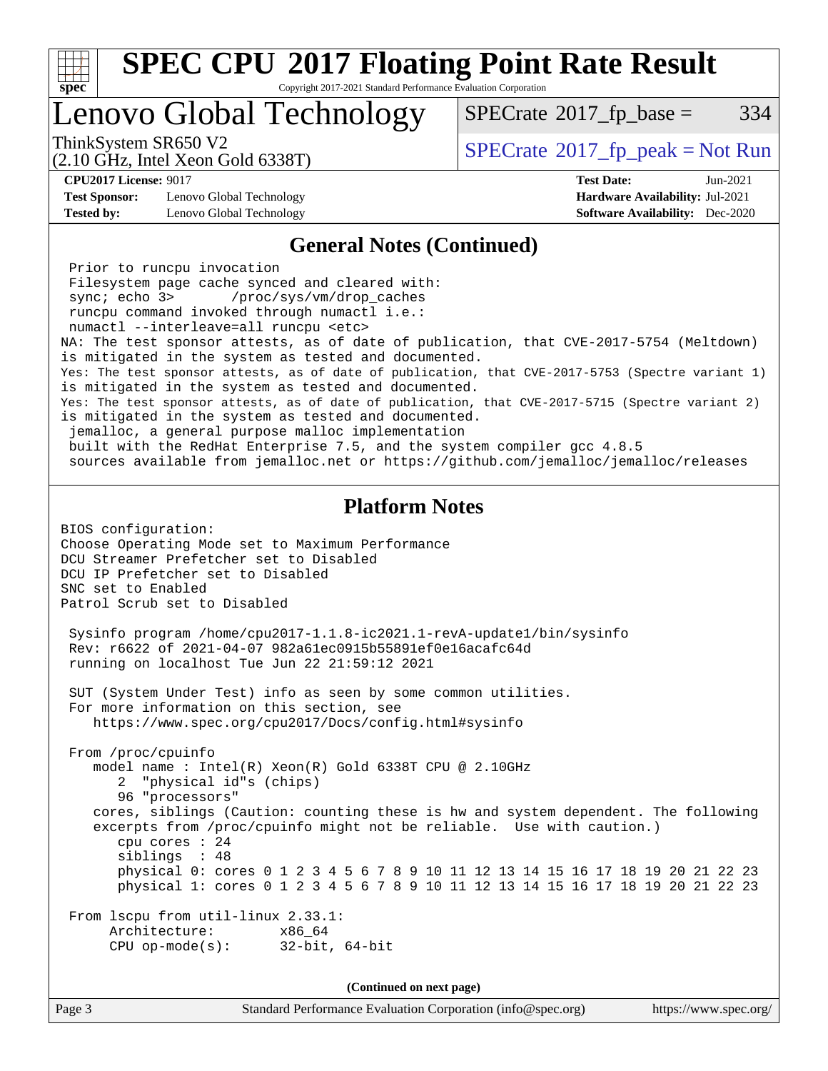# SPEC CPU 2017 Floating Point Rate Result

Copyright 2017-2021 Standard Performance Evaluation Corporation

## Lenovo Global Technology

ThinkSystem SR650 V2
(2.10 GHz, Intel Xeon Gold 6338T)

SPECrate 2017_fp_base = 334

SPECrate 2017_fp_peak = Not Run

**CPU2017 License:** 9017
**Test Sponsor:** Lenovo Global Technology
**Tested by:** Lenovo Global Technology

**Test Date:** Jun-2021
**Hardware Availability:** Jul-2021
**Software Availability:** Dec-2020

## General Notes (Continued)

```
 Prior to runcpu invocation
 Filesystem page cache synced and cleared with:
 sync; echo 3>       /proc/sys/vm/drop_caches
 runcpu command invoked through numactl i.e.:
 numactl --interleave=all runcpu <etc>
NA: The test sponsor attests, as of date of publication, that CVE-2017-5754 (Meltdown)
is mitigated in the system as tested and documented.
Yes: The test sponsor attests, as of date of publication, that CVE-2017-5753 (Spectre variant 1)
is mitigated in the system as tested and documented.
Yes: The test sponsor attests, as of date of publication, that CVE-2017-5715 (Spectre variant 2)
is mitigated in the system as tested and documented.
 jemalloc, a general purpose malloc implementation
 built with the RedHat Enterprise 7.5, and the system compiler gcc 4.8.5
 sources available from jemalloc.net or https://github.com/jemalloc/jemalloc/releases
```

## Platform Notes

```
BIOS configuration:
Choose Operating Mode set to Maximum Performance
DCU Streamer Prefetcher set to Disabled
DCU IP Prefetcher set to Disabled
SNC set to Enabled
Patrol Scrub set to Disabled

 Sysinfo program /home/cpu2017-1.1.8-ic2021.1-revA-update1/bin/sysinfo
 Rev: r6622 of 2021-04-07 982a61ec0915b55891ef0e16acafc64d
 running on localhost Tue Jun 22 21:59:12 2021

 SUT (System Under Test) info as seen by some common utilities.
 For more information on this section, see
    https://www.spec.org/cpu2017/Docs/config.html#sysinfo

 From /proc/cpuinfo
    model name : Intel(R) Xeon(R) Gold 6338T CPU @ 2.10GHz
       2  "physical id"s (chips)
       96 "processors"
    cores, siblings (Caution: counting these is hw and system dependent. The following
    excerpts from /proc/cpuinfo might not be reliable.  Use with caution.)
       cpu cores : 24
       siblings  : 48
       physical 0: cores 0 1 2 3 4 5 6 7 8 9 10 11 12 13 14 15 16 17 18 19 20 21 22 23
       physical 1: cores 0 1 2 3 4 5 6 7 8 9 10 11 12 13 14 15 16 17 18 19 20 21 22 23

 From lscpu from util-linux 2.33.1:
      Architecture:        x86_64
      CPU op-mode(s):      32-bit, 64-bit
```

(Continued on next page)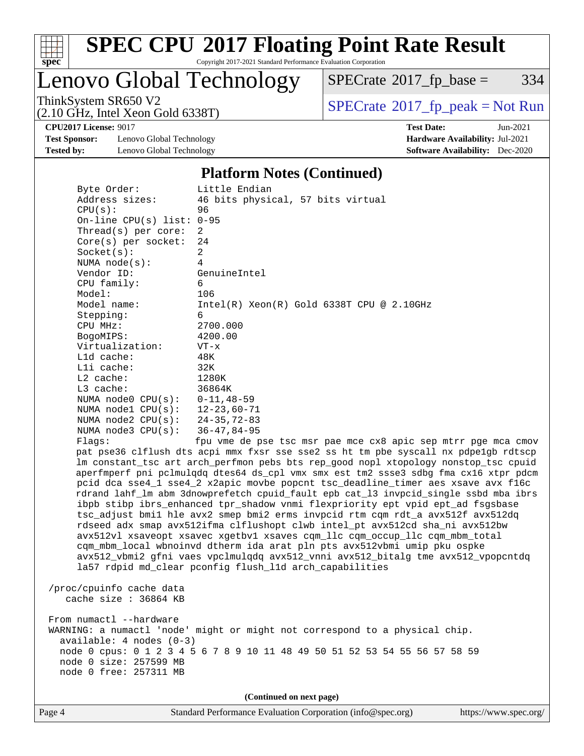## Platform Notes (Continued)

```
     Byte Order:          Little Endian
     Address sizes:       46 bits physical, 57 bits virtual
     CPU(s):              96
     On-line CPU(s) list: 0-95
     Thread(s) per core:  2
     Core(s) per socket:  24
     Socket(s):           2
     NUMA node(s):        4
     Vendor ID:           GenuineIntel
     CPU family:          6
     Model:               106
     Model name:          Intel(R) Xeon(R) Gold 6338T CPU @ 2.10GHz
     Stepping:            6
     CPU MHz:             2700.000
     BogoMIPS:            4200.00
     Virtualization:      VT-x
     L1d cache:           48K
     L1i cache:           32K
     L2 cache:            1280K
     L3 cache:            36864K
     NUMA node0 CPU(s):   0-11,48-59
     NUMA node1 CPU(s):   12-23,60-71
     NUMA node2 CPU(s):   24-35,72-83
     NUMA node3 CPU(s):   36-47,84-95
     Flags:              fpu vme de pse tsc msr pae mce cx8 apic sep mtrr pge mca cmov
     pat pse36 clflush dts acpi mmx fxsr sse sse2 ss ht tm pbe syscall nx pdpe1gb rdtscp
     lm constant_tsc art arch_perfmon pebs bts rep_good nopl xtopology nonstop_tsc cpuid
     aperfmperf pni pclmulqdq dtes64 ds_cpl vmx smx est tm2 ssse3 sdbg fma cx16 xtpr pdcm
     pcid dca sse4_1 sse4_2 x2apic movbe popcnt tsc_deadline_timer aes xsave avx f16c
     rdrand lahf_lm abm 3dnowprefetch cpuid_fault epb cat_l3 invpcid_single ssbd mba ibrs
     ibpb stibp ibrs_enhanced tpr_shadow vnmi flexpriority ept vpid ept_ad fsgsbase
     tsc_adjust bmi1 hle avx2 smep bmi2 erms invpcid rtm cqm rdt_a avx512f avx512dq
     rdseed adx smap avx512ifma clflushopt clwb intel_pt avx512cd sha_ni avx512bw
     avx512vl xsaveopt xsavec xgetbv1 xsaves cqm_llc cqm_occup_llc cqm_mbm_total
     cqm_mbm_local wbnoinvd dtherm ida arat pln pts avx512vbmi umip pku ospke
     avx512_vbmi2 gfni vaes vpclmulqdq avx512_vnni avx512_bitalg tme avx512_vpopcntdq
     la57 rdpid md_clear pconfig flush_l1d arch_capabilities

 /proc/cpuinfo cache data
    cache size : 36864 KB

 From numactl --hardware
 WARNING: a numactl 'node' might or might not correspond to a physical chip.
   available: 4 nodes (0-3)
   node 0 cpus: 0 1 2 3 4 5 6 7 8 9 10 11 48 49 50 51 52 53 54 55 56 57 58 59
   node 0 size: 257599 MB
   node 0 free: 257311 MB
```

**(Continued on next page)**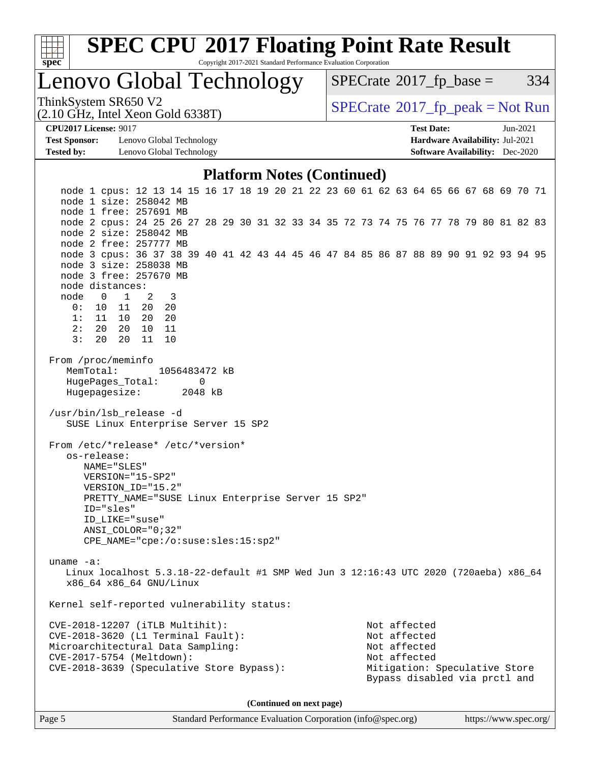## Platform Notes (Continued)

```
  node 1 cpus: 12 13 14 15 16 17 18 19 20 21 22 23 60 61 62 63 64 65 66 67 68 69 70 71
  node 1 size: 258042 MB
  node 1 free: 257691 MB
  node 2 cpus: 24 25 26 27 28 29 30 31 32 33 34 35 72 73 74 75 76 77 78 79 80 81 82 83
  node 2 size: 258042 MB
  node 2 free: 257777 MB
  node 3 cpus: 36 37 38 39 40 41 42 43 44 45 46 47 84 85 86 87 88 89 90 91 92 93 94 95
  node 3 size: 258038 MB
  node 3 free: 257670 MB
  node distances:
  node   0   1   2   3
    0:  10  11  20  20
    1:  11  10  20  20
    2:  20  20  10  11
    3:  20  20  11  10

From /proc/meminfo
   MemTotal:       1056483472 kB
   HugePages_Total:       0
   Hugepagesize:       2048 kB

/usr/bin/lsb_release -d
   SUSE Linux Enterprise Server 15 SP2

From /etc/*release* /etc/*version*
   os-release:
      NAME="SLES"
      VERSION="15-SP2"
      VERSION_ID="15.2"
      PRETTY_NAME="SUSE Linux Enterprise Server 15 SP2"
      ID="sles"
      ID_LIKE="suse"
      ANSI_COLOR="0;32"
      CPE_NAME="cpe:/o:suse:sles:15:sp2"

uname -a:
   Linux localhost 5.3.18-22-default #1 SMP Wed Jun 3 12:16:43 UTC 2020 (720aeba) x86_64
   x86_64 x86_64 GNU/Linux

Kernel self-reported vulnerability status:

CVE-2018-12207 (iTLB Multihit):                          Not affected
CVE-2018-3620 (L1 Terminal Fault):                       Not affected
Microarchitectural Data Sampling:                        Not affected
CVE-2017-5754 (Meltdown):                                Not affected
CVE-2018-3639 (Speculative Store Bypass):                Mitigation: Speculative Store
                                                         Bypass disabled via prctl and
```

(Continued on next page)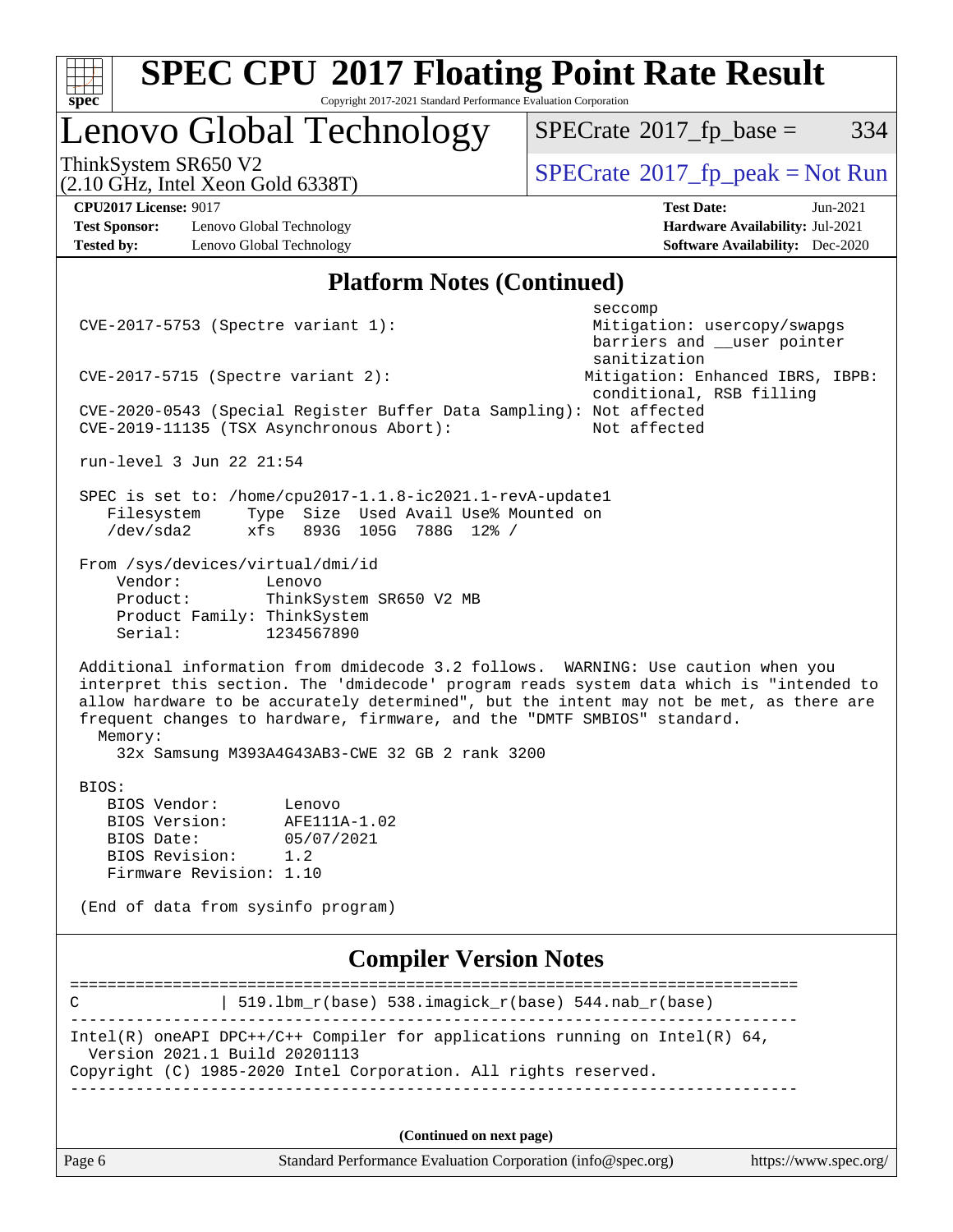# Lenovo Global Technology

ThinkSystem SR650 V2
(2.10 GHz, Intel Xeon Gold 6338T)

SPECrate 2017_fp_base = 334

SPECrate 2017_fp_peak = Not Run

**CPU2017 License:** 9017
**Test Sponsor:** Lenovo Global Technology
**Tested by:** Lenovo Global Technology

**Test Date:** Jun-2021
**Hardware Availability:** Jul-2021
**Software Availability:** Dec-2020

## Platform Notes (Continued)

```
                                                            seccomp
 CVE-2017-5753 (Spectre variant 1):                         Mitigation: usercopy/swapgs
                                                            barriers and __user pointer
                                                            sanitization
 CVE-2017-5715 (Spectre variant 2):                         Mitigation: Enhanced IBRS, IBPB:
                                                            conditional, RSB filling
 CVE-2020-0543 (Special Register Buffer Data Sampling): Not affected
 CVE-2019-11135 (TSX Asynchronous Abort):                   Not affected

 run-level 3 Jun 22 21:54

 SPEC is set to: /home/cpu2017-1.1.8-ic2021.1-revA-update1
    Filesystem     Type  Size  Used Avail Use% Mounted on
    /dev/sda2      xfs   893G  105G  788G  12% /

 From /sys/devices/virtual/dmi/id
     Vendor:         Lenovo
     Product:        ThinkSystem SR650 V2 MB
     Product Family: ThinkSystem
     Serial:         1234567890

 Additional information from dmidecode 3.2 follows.  WARNING: Use caution when you
 interpret this section. The 'dmidecode' program reads system data which is "intended to
 allow hardware to be accurately determined", but the intent may not be met, as there are
 frequent changes to hardware, firmware, and the "DMTF SMBIOS" standard.
   Memory:
     32x Samsung M393A4G43AB3-CWE 32 GB 2 rank 3200

 BIOS:
    BIOS Vendor:       Lenovo
    BIOS Version:      AFE111A-1.02
    BIOS Date:         05/07/2021
    BIOS Revision:     1.2
    Firmware Revision: 1.10

 (End of data from sysinfo program)
```

## Compiler Version Notes

```
==============================================================================
C               | 519.lbm_r(base) 538.imagick_r(base) 544.nab_r(base)
------------------------------------------------------------------------------
Intel(R) oneAPI DPC++/C++ Compiler for applications running on Intel(R) 64,
  Version 2021.1 Build 20201113
Copyright (C) 1985-2020 Intel Corporation. All rights reserved.
------------------------------------------------------------------------------
```

**(Continued on next page)**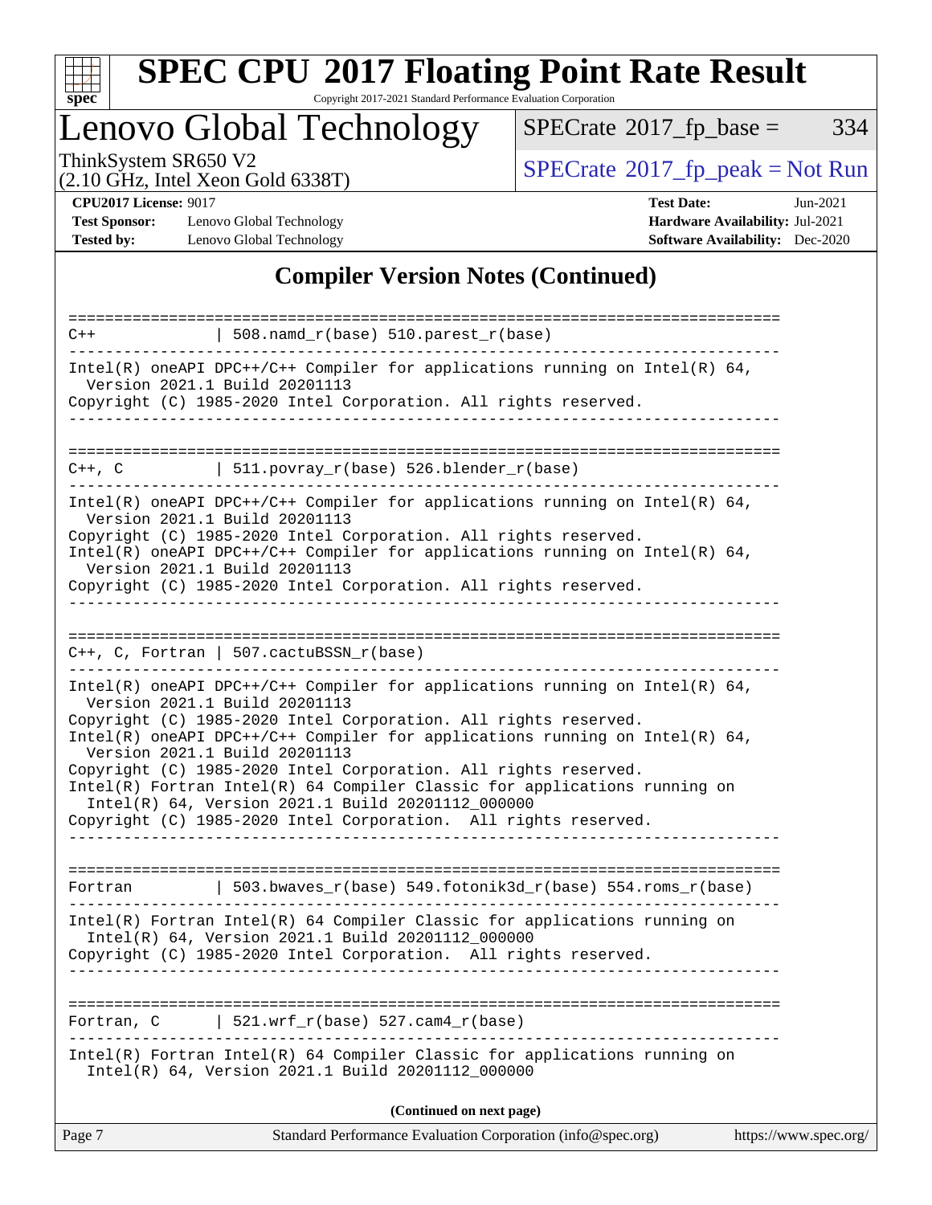# Compiler Version Notes (Continued)

```
==============================================================================
C++             | 508.namd_r(base) 510.parest_r(base)
------------------------------------------------------------------------------
Intel(R) oneAPI DPC++/C++ Compiler for applications running on Intel(R) 64,
  Version 2021.1 Build 20201113
Copyright (C) 1985-2020 Intel Corporation. All rights reserved.
------------------------------------------------------------------------------

==============================================================================
C++, C          | 511.povray_r(base) 526.blender_r(base)
------------------------------------------------------------------------------
Intel(R) oneAPI DPC++/C++ Compiler for applications running on Intel(R) 64,
  Version 2021.1 Build 20201113
Copyright (C) 1985-2020 Intel Corporation. All rights reserved.
Intel(R) oneAPI DPC++/C++ Compiler for applications running on Intel(R) 64,
  Version 2021.1 Build 20201113
Copyright (C) 1985-2020 Intel Corporation. All rights reserved.
------------------------------------------------------------------------------

==============================================================================
C++, C, Fortran | 507.cactuBSSN_r(base)
------------------------------------------------------------------------------
Intel(R) oneAPI DPC++/C++ Compiler for applications running on Intel(R) 64,
  Version 2021.1 Build 20201113
Copyright (C) 1985-2020 Intel Corporation. All rights reserved.
Intel(R) oneAPI DPC++/C++ Compiler for applications running on Intel(R) 64,
  Version 2021.1 Build 20201113
Copyright (C) 1985-2020 Intel Corporation. All rights reserved.
Intel(R) Fortran Intel(R) 64 Compiler Classic for applications running on
  Intel(R) 64, Version 2021.1 Build 20201112_000000
Copyright (C) 1985-2020 Intel Corporation.  All rights reserved.
------------------------------------------------------------------------------

==============================================================================
Fortran         | 503.bwaves_r(base) 549.fotonik3d_r(base) 554.roms_r(base)
------------------------------------------------------------------------------
Intel(R) Fortran Intel(R) 64 Compiler Classic for applications running on
  Intel(R) 64, Version 2021.1 Build 20201112_000000
Copyright (C) 1985-2020 Intel Corporation.  All rights reserved.
------------------------------------------------------------------------------

==============================================================================
Fortran, C      | 521.wrf_r(base) 527.cam4_r(base)
------------------------------------------------------------------------------
Intel(R) Fortran Intel(R) 64 Compiler Classic for applications running on
  Intel(R) 64, Version 2021.1 Build 20201112_000000
```

**(Continued on next page)**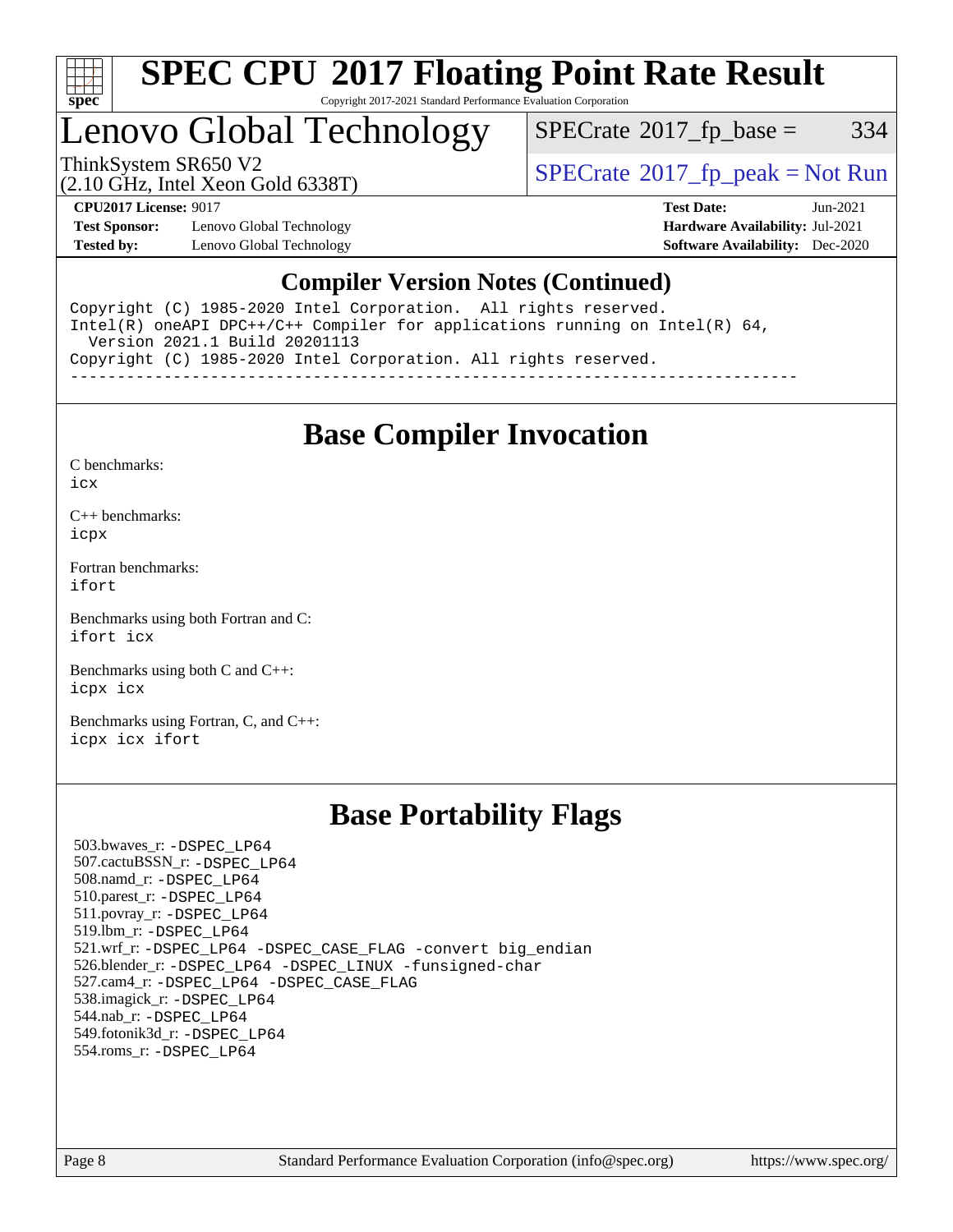## Compiler Version Notes (Continued)

```
Copyright (C) 1985-2020 Intel Corporation.  All rights reserved.
Intel(R) oneAPI DPC++/C++ Compiler for applications running on Intel(R) 64,
  Version 2021.1 Build 20201113
Copyright (C) 1985-2020 Intel Corporation. All rights reserved.
------------------------------------------------------------------------------
```

## Base Compiler Invocation

C benchmarks:
icx

C++ benchmarks:
icpx

Fortran benchmarks:
ifort

Benchmarks using both Fortran and C:
ifort icx

Benchmarks using both C and C++:
icpx icx

Benchmarks using Fortran, C, and C++:
icpx icx ifort

## Base Portability Flags

503.bwaves_r: -DSPEC_LP64
507.cactuBSSN_r: -DSPEC_LP64
508.namd_r: -DSPEC_LP64
510.parest_r: -DSPEC_LP64
511.povray_r: -DSPEC_LP64
519.lbm_r: -DSPEC_LP64
521.wrf_r: -DSPEC_LP64 -DSPEC_CASE_FLAG -convert big_endian
526.blender_r: -DSPEC_LP64 -DSPEC_LINUX -funsigned-char
527.cam4_r: -DSPEC_LP64 -DSPEC_CASE_FLAG
538.imagick_r: -DSPEC_LP64
544.nab_r: -DSPEC_LP64
549.fotonik3d_r: -DSPEC_LP64
554.roms_r: -DSPEC_LP64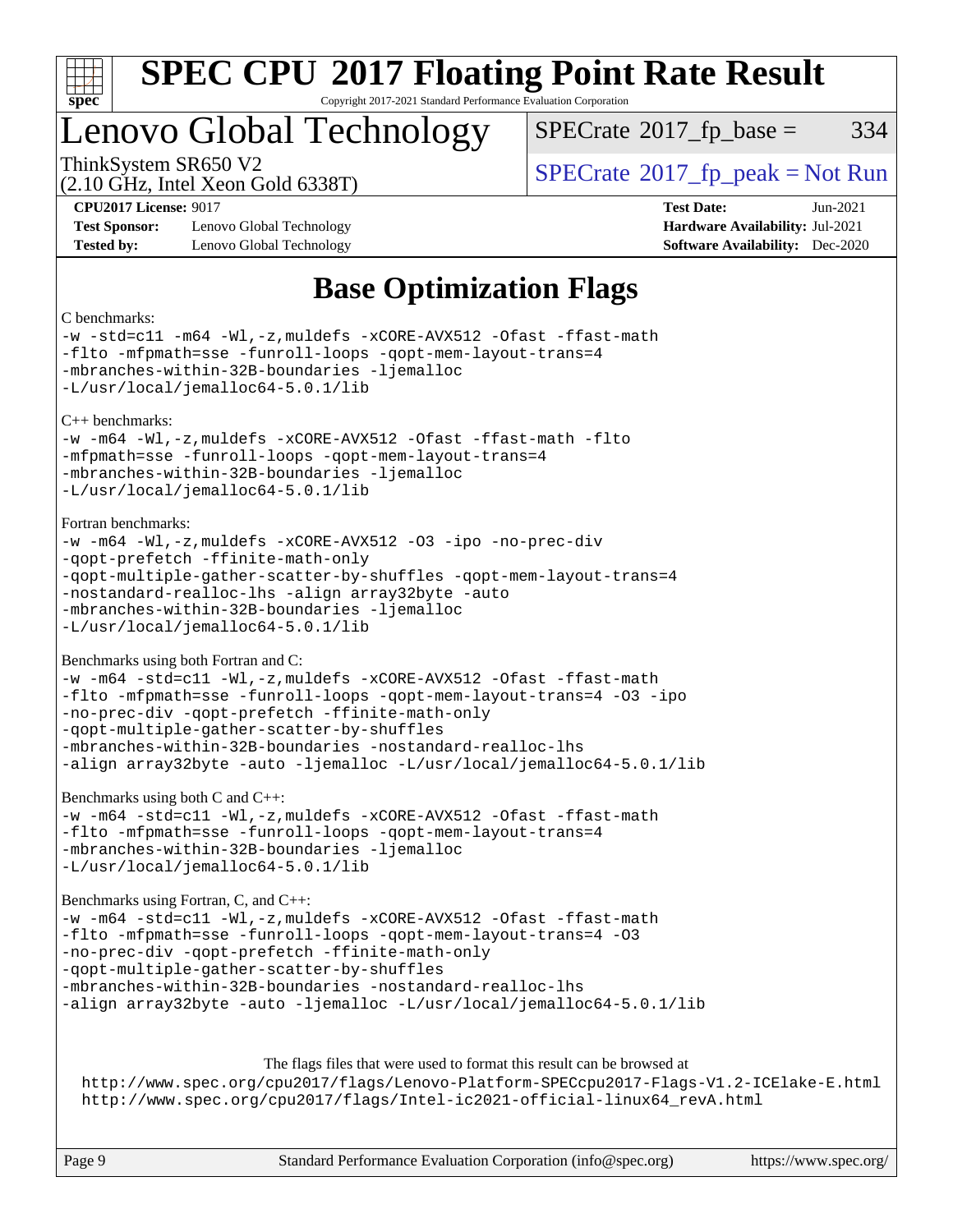# SPEC CPU 2017 Floating Point Rate Result

Copyright 2017-2021 Standard Performance Evaluation Corporation

## Lenovo Global Technology

ThinkSystem SR650 V2
(2.10 GHz, Intel Xeon Gold 6338T)

SPECrate 2017_fp_base = 334

SPECrate 2017_fp_peak = Not Run

**CPU2017 License:** 9017
**Test Sponsor:** Lenovo Global Technology
**Tested by:** Lenovo Global Technology

**Test Date:** Jun-2021
**Hardware Availability:** Jul-2021
**Software Availability:** Dec-2020

# Base Optimization Flags

C benchmarks:

```
-w -std=c11 -m64 -Wl,-z,muldefs -xCORE-AVX512 -Ofast -ffast-math
-flto -mfpmath=sse -funroll-loops -qopt-mem-layout-trans=4
-mbranches-within-32B-boundaries -ljemalloc
-L/usr/local/jemalloc64-5.0.1/lib
```

C++ benchmarks:

```
-w -m64 -Wl,-z,muldefs -xCORE-AVX512 -Ofast -ffast-math -flto
-mfpmath=sse -funroll-loops -qopt-mem-layout-trans=4
-mbranches-within-32B-boundaries -ljemalloc
-L/usr/local/jemalloc64-5.0.1/lib
```

Fortran benchmarks:

```
-w -m64 -Wl,-z,muldefs -xCORE-AVX512 -O3 -ipo -no-prec-div
-qopt-prefetch -ffinite-math-only
-qopt-multiple-gather-scatter-by-shuffles -qopt-mem-layout-trans=4
-nostandard-realloc-lhs -align array32byte -auto
-mbranches-within-32B-boundaries -ljemalloc
-L/usr/local/jemalloc64-5.0.1/lib
```

Benchmarks using both Fortran and C:

```
-w -m64 -std=c11 -Wl,-z,muldefs -xCORE-AVX512 -Ofast -ffast-math
-flto -mfpmath=sse -funroll-loops -qopt-mem-layout-trans=4 -O3 -ipo
-no-prec-div -qopt-prefetch -ffinite-math-only
-qopt-multiple-gather-scatter-by-shuffles
-mbranches-within-32B-boundaries -nostandard-realloc-lhs
-align array32byte -auto -ljemalloc -L/usr/local/jemalloc64-5.0.1/lib
```

Benchmarks using both C and C++:

```
-w -m64 -std=c11 -Wl,-z,muldefs -xCORE-AVX512 -Ofast -ffast-math
-flto -mfpmath=sse -funroll-loops -qopt-mem-layout-trans=4
-mbranches-within-32B-boundaries -ljemalloc
-L/usr/local/jemalloc64-5.0.1/lib
```

Benchmarks using Fortran, C, and C++:

```
-w -m64 -std=c11 -Wl,-z,muldefs -xCORE-AVX512 -Ofast -ffast-math
-flto -mfpmath=sse -funroll-loops -qopt-mem-layout-trans=4 -O3
-no-prec-div -qopt-prefetch -ffinite-math-only
-qopt-multiple-gather-scatter-by-shuffles
-mbranches-within-32B-boundaries -nostandard-realloc-lhs
-align array32byte -auto -ljemalloc -L/usr/local/jemalloc64-5.0.1/lib
```

The flags files that were used to format this result can be browsed at

http://www.spec.org/cpu2017/flags/Lenovo-Platform-SPECcpu2017-Flags-V1.2-ICElake-E.html
http://www.spec.org/cpu2017/flags/Intel-ic2021-official-linux64_revA.html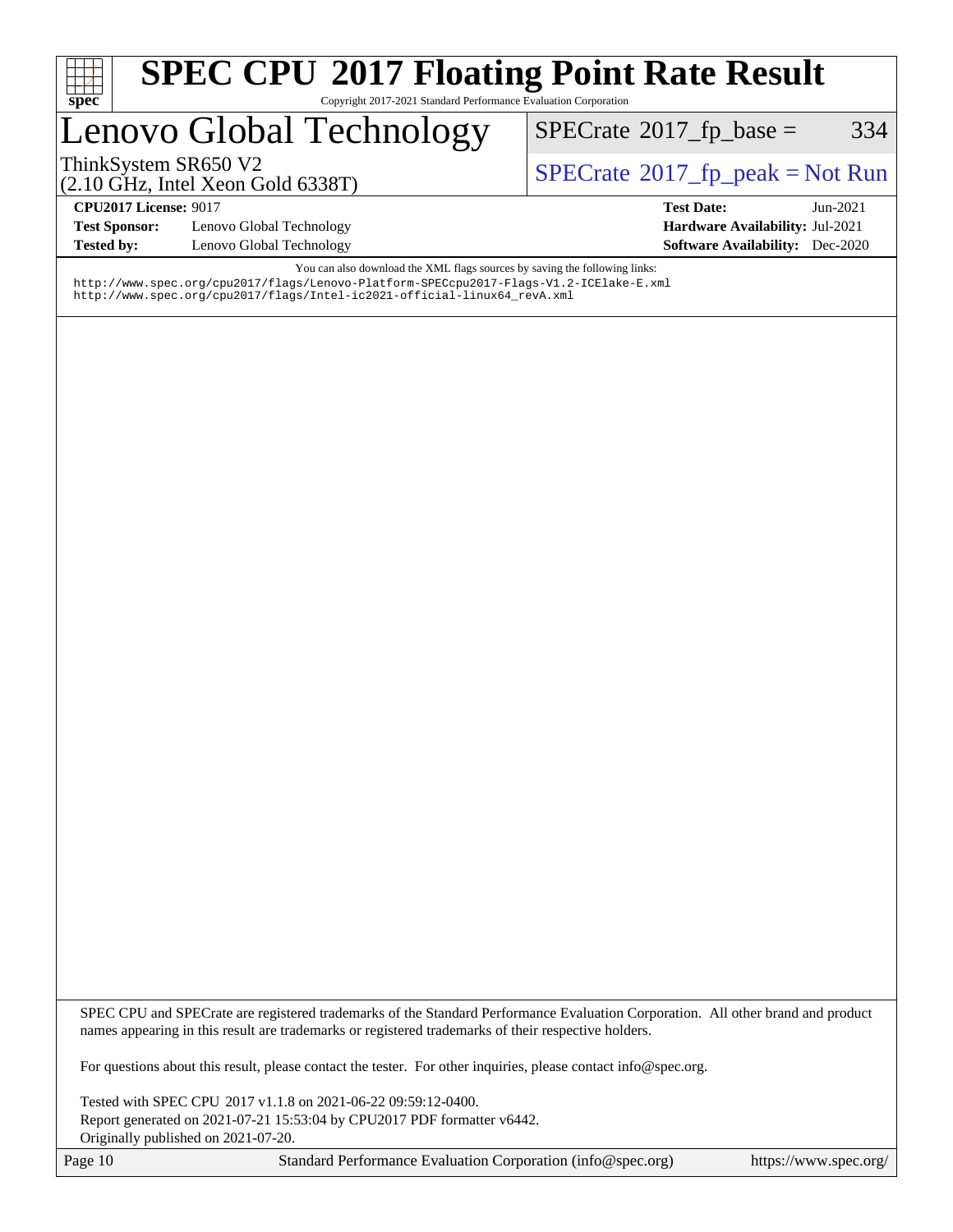You can also download the XML flags sources by saving the following links:

```
http://www.spec.org/cpu2017/flags/Lenovo-Platform-SPECcpu2017-Flags-V1.2-ICElake-E.xml
http://www.spec.org/cpu2017/flags/Intel-ic2021-official-linux64_revA.xml
```

SPEC CPU and SPECrate are registered trademarks of the Standard Performance Evaluation Corporation. All other brand and product names appearing in this result are trademarks or registered trademarks of their respective holders.

For questions about this result, please contact the tester. For other inquiries, please contact info@spec.org.

Tested with SPEC CPU 2017 v1.1.8 on 2021-06-22 09:59:12-0400.
Report generated on 2021-07-21 15:53:04 by CPU2017 PDF formatter v6442.
Originally published on 2021-07-20.